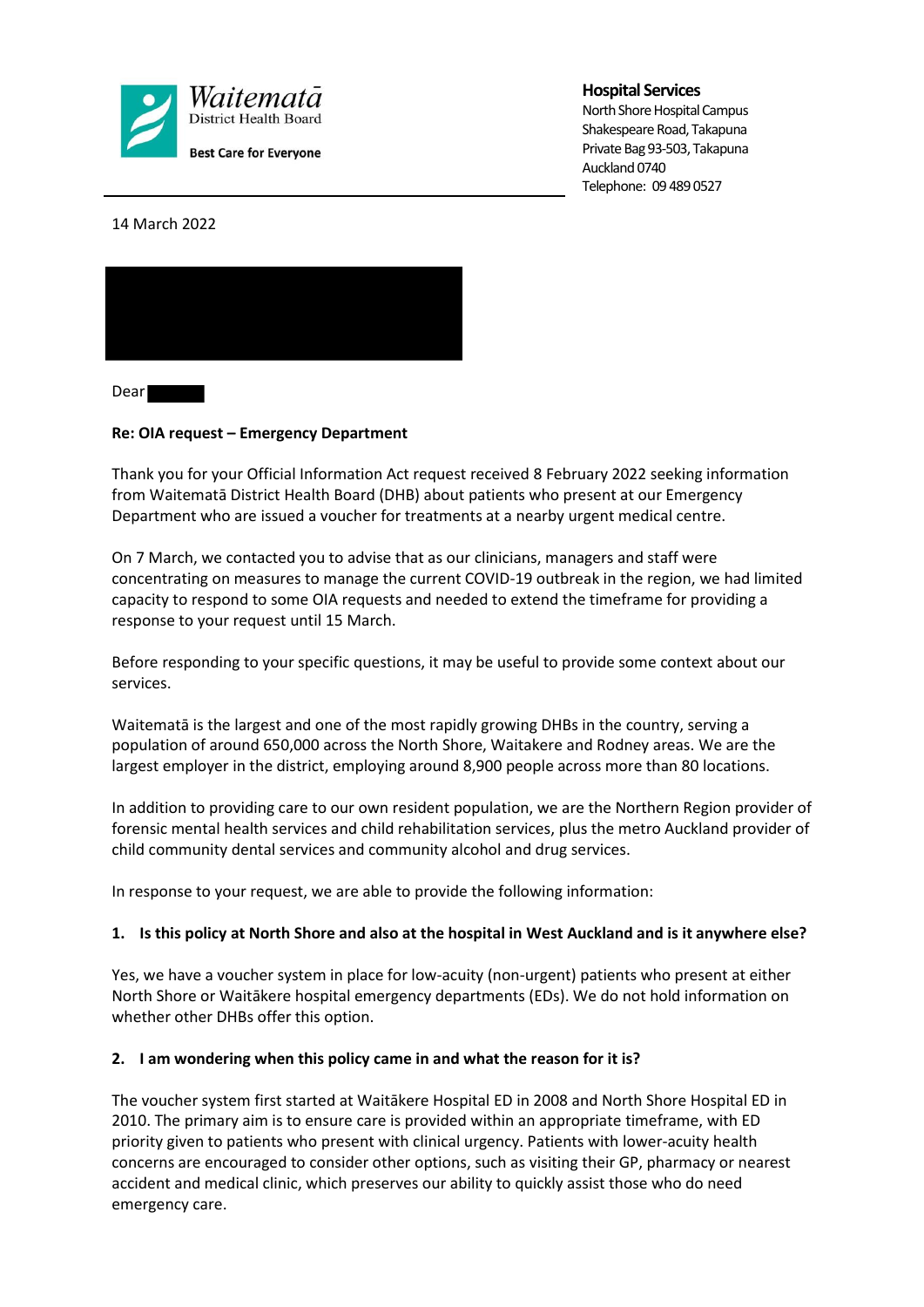Waitematā District Health Board

**Best Care for Everyone**

**Hospital Services**
North Shore Hospital Campus
Shakespeare Road, Takapuna
Private Bag 93-503, Takapuna
Auckland 0740
Telephone: 09 489 0527

14 March 2022

Dear

**Re: OIA request – Emergency Department**

Thank you for your Official Information Act request received 8 February 2022 seeking information from Waitematā District Health Board (DHB) about patients who present at our Emergency Department who are issued a voucher for treatments at a nearby urgent medical centre.

On 7 March, we contacted you to advise that as our clinicians, managers and staff were concentrating on measures to manage the current COVID-19 outbreak in the region, we had limited capacity to respond to some OIA requests and needed to extend the timeframe for providing a response to your request until 15 March.

Before responding to your specific questions, it may be useful to provide some context about our services.

Waitematā is the largest and one of the most rapidly growing DHBs in the country, serving a population of around 650,000 across the North Shore, Waitakere and Rodney areas. We are the largest employer in the district, employing around 8,900 people across more than 80 locations.

In addition to providing care to our own resident population, we are the Northern Region provider of forensic mental health services and child rehabilitation services, plus the metro Auckland provider of child community dental services and community alcohol and drug services.

In response to your request, we are able to provide the following information:

**1. Is this policy at North Shore and also at the hospital in West Auckland and is it anywhere else?**

Yes, we have a voucher system in place for low-acuity (non-urgent) patients who present at either North Shore or Waitākere hospital emergency departments (EDs). We do not hold information on whether other DHBs offer this option.

**2. I am wondering when this policy came in and what the reason for it is?**

The voucher system first started at Waitākere Hospital ED in 2008 and North Shore Hospital ED in 2010. The primary aim is to ensure care is provided within an appropriate timeframe, with ED priority given to patients who present with clinical urgency. Patients with lower-acuity health concerns are encouraged to consider other options, such as visiting their GP, pharmacy or nearest accident and medical clinic, which preserves our ability to quickly assist those who do need emergency care.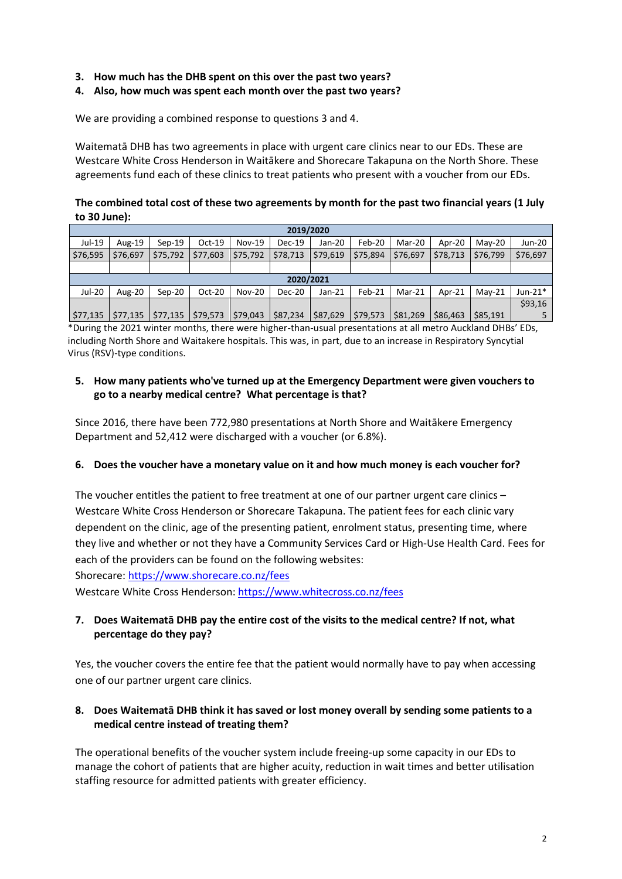3. **How much has the DHB spent on this over the past two years?**
4. **Also, how much was spent each month over the past two years?**

We are providing a combined response to questions 3 and 4.

Waitematā DHB has two agreements in place with urgent care clinics near to our EDs. These are Westcare White Cross Henderson in Waitākere and Shorecare Takapuna on the North Shore. These agreements fund each of these clinics to treat patients who present with a voucher from our EDs.

**The combined total cost of these two agreements by month for the past two financial years (1 July to 30 June):**

| 2019/2020 | | | | | | | | | | | |
|---|---|---|---|---|---|---|---|---|---|---|---|
| Jul-19 | Aug-19 | Sep-19 | Oct-19 | Nov-19 | Dec-19 | Jan-20 | Feb-20 | Mar-20 | Apr-20 | May-20 | Jun-20 |
| $76,595 | $76,697 | $75,792 | $77,603 | $75,792 | $78,713 | $79,619 | $75,894 | $76,697 | $78,713 | $76,799 | $76,697 |
| | | | | | | | | | | | |
| **2020/2021** | | | | | | | | | | | |
| Jul-20 | Aug-20 | Sep-20 | Oct-20 | Nov-20 | Dec-20 | Jan-21 | Feb-21 | Mar-21 | Apr-21 | May-21 | Jun-21* |
| $77,135 | $77,135 | $77,135 | $79,573 | $79,043 | $87,234 | $87,629 | $79,573 | $81,269 | $86,463 | $85,191 | $93,165 |

*During the 2021 winter months, there were higher-than-usual presentations at all metro Auckland DHBs' EDs, including North Shore and Waitakere hospitals. This was, in part, due to an increase in Respiratory Syncytial Virus (RSV)-type conditions.

5. **How many patients who've turned up at the Emergency Department were given vouchers to go to a nearby medical centre? What percentage is that?**

Since 2016, there have been 772,980 presentations at North Shore and Waitākere Emergency Department and 52,412 were discharged with a voucher (or 6.8%).

6. **Does the voucher have a monetary value on it and how much money is each voucher for?**

The voucher entitles the patient to free treatment at one of our partner urgent care clinics – Westcare White Cross Henderson or Shorecare Takapuna. The patient fees for each clinic vary dependent on the clinic, age of the presenting patient, enrolment status, presenting time, where they live and whether or not they have a Community Services Card or High-Use Health Card. Fees for each of the providers can be found on the following websites:
Shorecare: https://www.shorecare.co.nz/fees
Westcare White Cross Henderson: https://www.whitecross.co.nz/fees

7. **Does Waitematā DHB pay the entire cost of the visits to the medical centre? If not, what percentage do they pay?**

Yes, the voucher covers the entire fee that the patient would normally have to pay when accessing one of our partner urgent care clinics.

8. **Does Waitematā DHB think it has saved or lost money overall by sending some patients to a medical centre instead of treating them?**

The operational benefits of the voucher system include freeing-up some capacity in our EDs to manage the cohort of patients that are higher acuity, reduction in wait times and better utilisation staffing resource for admitted patients with greater efficiency.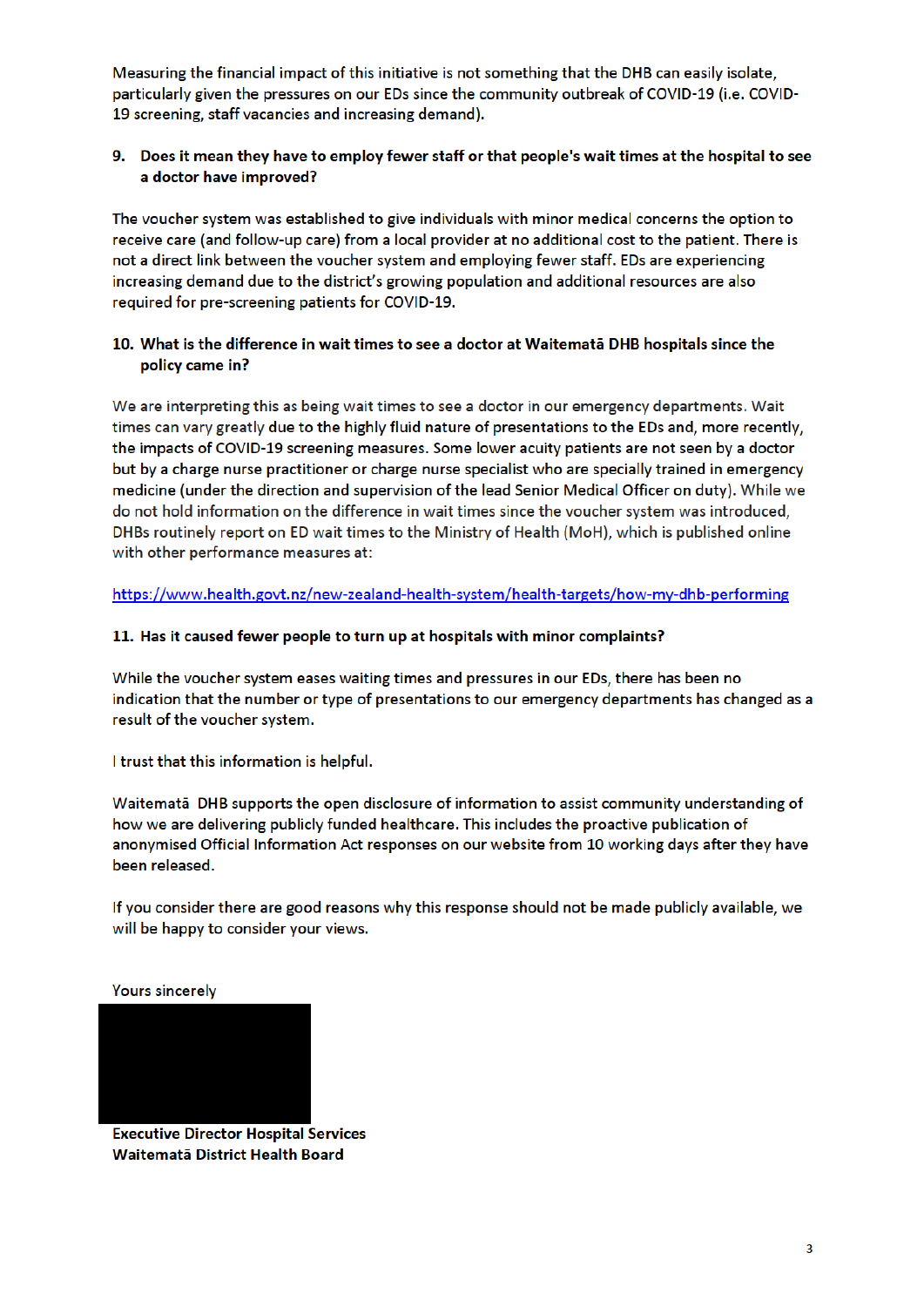Measuring the financial impact of this initiative is not something that the DHB can easily isolate, particularly given the pressures on our EDs since the community outbreak of COVID-19 (i.e. COVID-19 screening, staff vacancies and increasing demand).

**9. Does it mean they have to employ fewer staff or that people's wait times at the hospital to see a doctor have improved?**

The voucher system was established to give individuals with minor medical concerns the option to receive care (and follow-up care) from a local provider at no additional cost to the patient. There is not a direct link between the voucher system and employing fewer staff. EDs are experiencing increasing demand due to the district's growing population and additional resources are also required for pre-screening patients for COVID-19.

**10. What is the difference in wait times to see a doctor at Waitematā DHB hospitals since the policy came in?**

We are interpreting this as being wait times to see a doctor in our emergency departments. Wait times can vary greatly due to the highly fluid nature of presentations to the EDs and, more recently, the impacts of COVID-19 screening measures. Some lower acuity patients are not seen by a doctor but by a charge nurse practitioner or charge nurse specialist who are specially trained in emergency medicine (under the direction and supervision of the lead Senior Medical Officer on duty). While we do not hold information on the difference in wait times since the voucher system was introduced, DHBs routinely report on ED wait times to the Ministry of Health (MoH), which is published online with other performance measures at:

https://www.health.govt.nz/new-zealand-health-system/health-targets/how-my-dhb-performing

**11. Has it caused fewer people to turn up at hospitals with minor complaints?**

While the voucher system eases waiting times and pressures in our EDs, there has been no indication that the number or type of presentations to our emergency departments has changed as a result of the voucher system.

I trust that this information is helpful.

Waitematā DHB supports the open disclosure of information to assist community understanding of how we are delivering publicly funded healthcare. This includes the proactive publication of anonymised Official Information Act responses on our website from 10 working days after they have been released.

If you consider there are good reasons why this response should not be made publicly available, we will be happy to consider your views.

Yours sincerely

**Executive Director Hospital Services**
**Waitematā District Health Board**